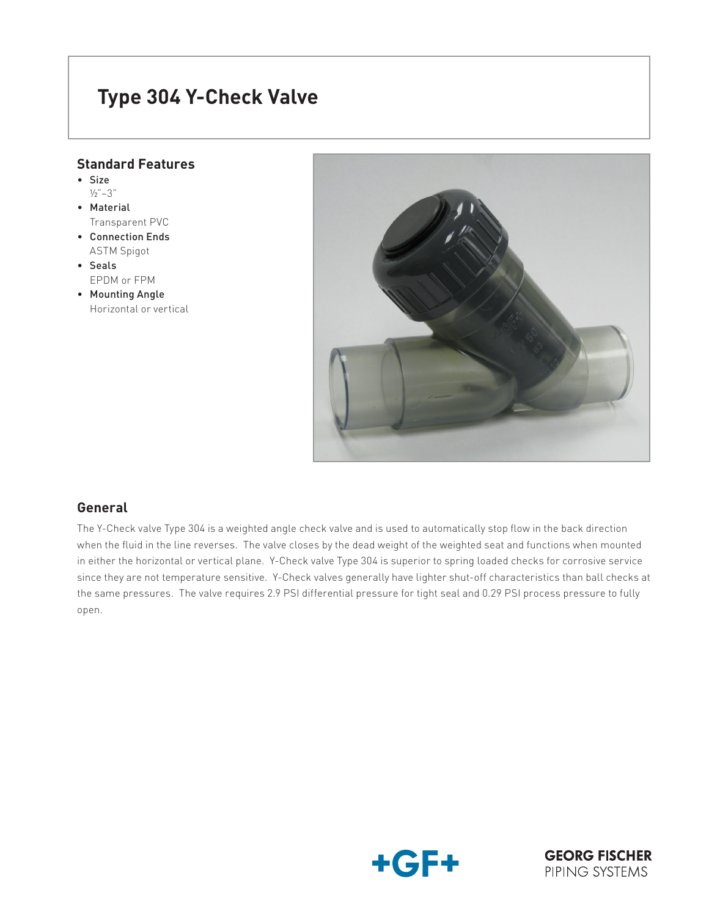# Type 304 Y-Check Valve

## Standard Features

- **Size**
  ½"–3"
- **Material**
  Transparent PVC
- **Connection Ends**
  ASTM Spigot
- **Seals**
  EPDM or FPM
- **Mounting Angle**
  Horizontal or vertical

## General

The Y-Check valve Type 304 is a weighted angle check valve and is used to automatically stop flow in the back direction when the fluid in the line reverses. The valve closes by the dead weight of the weighted seat and functions when mounted in either the horizontal or vertical plane. Y-Check valve Type 304 is superior to spring loaded checks for corrosive service since they are not temperature sensitive. Y-Check valves generally have lighter shut-off characteristics than ball checks at the same pressures. The valve requires 2.9 PSI differential pressure for tight seal and 0.29 PSI process pressure to fully open.

+GF+

**GEORG FISCHER**
PIPING SYSTEMS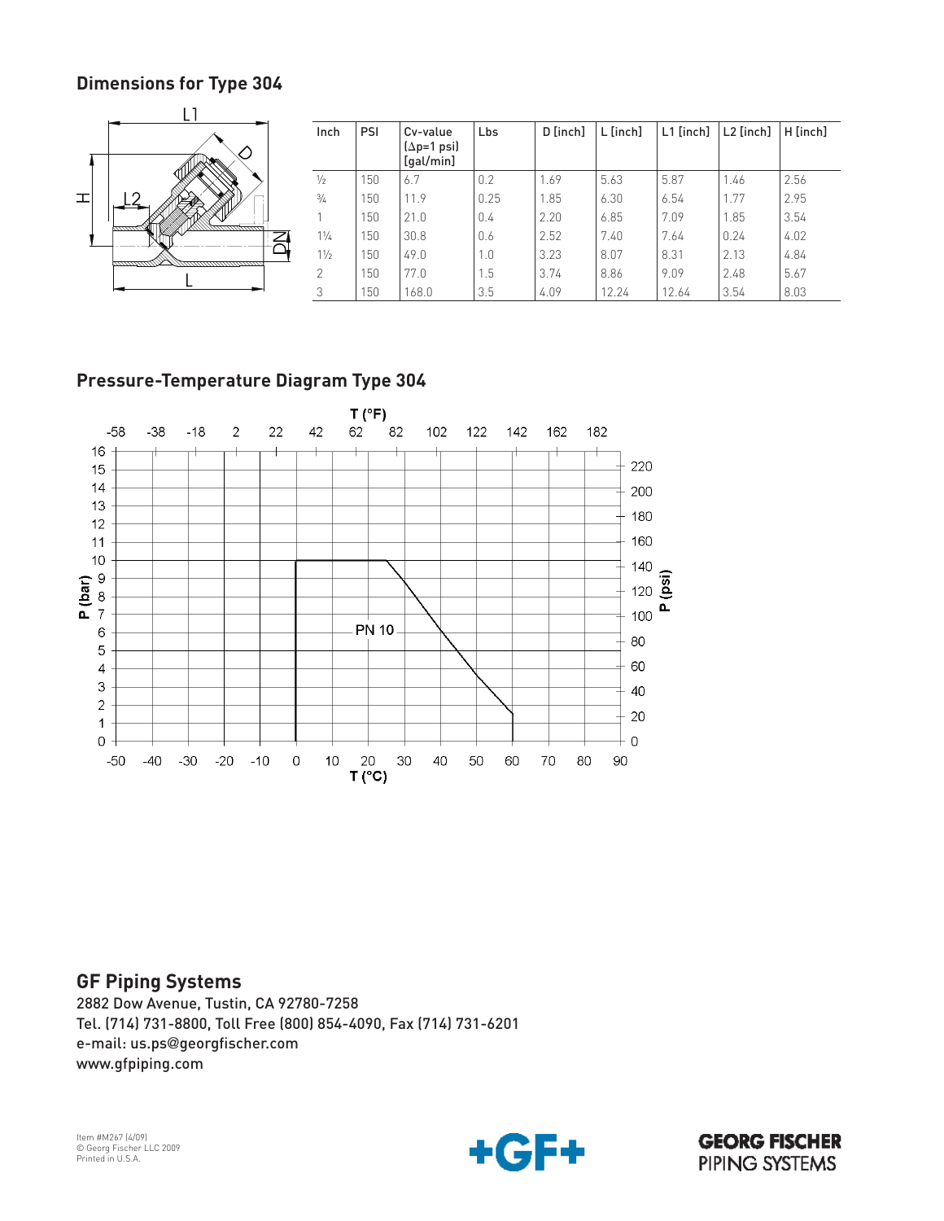## Dimensions for Type 304

L1

D

H

L2

DN

L

| Inch | PSI | Cv-value (Δp=1 psi) [gal/min] | Lbs | D [inch] | L [inch] | L1 [inch] | L2 [inch] | H [inch] |
|---|---|---|---|---|---|---|---|---|
| ½ | 150 | 6.7 | 0.2 | 1.69 | 5.63 | 5.87 | 1.46 | 2.56 |
| ¾ | 150 | 11.9 | 0.25 | 1.85 | 6.30 | 6.54 | 1.77 | 2.95 |
| 1 | 150 | 21.0 | 0.4 | 2.20 | 6.85 | 7.09 | 1.85 | 3.54 |
| 1¼ | 150 | 30.8 | 0.6 | 2.52 | 7.40 | 7.64 | 0.24 | 4.02 |
| 1½ | 150 | 49.0 | 1.0 | 3.23 | 8.07 | 8.31 | 2.13 | 4.84 |
| 2 | 150 | 77.0 | 1.5 | 3.74 | 8.86 | 9.09 | 2.48 | 5.67 |
| 3 | 150 | 168.0 | 3.5 | 4.09 | 12.24 | 12.64 | 3.54 | 8.03 |

## Pressure-Temperature Diagram Type 304

T (°F)

-58 -38 -18 2 22 42 62 82 102 122 142 162 182

P (bar)

16 15 14 13 12 11 10 9 8 7 6 5 4 3 2 1 0

P (psi)

220 200 180 160 140 120 100 80 60 40 20 0

PN 10

-50 -40 -30 -20 -10 0 10 20 30 40 50 60 70 80 90

T (°C)

## GF Piping Systems

2882 Dow Avenue, Tustin, CA 92780-7258
Tel. (714) 731-8800, Toll Free (800) 854-4090, Fax (714) 731-6201
e-mail: us.ps@georgfischer.com
www.gfpiping.com

Item #M267 (4/09)
© Georg Fischer LLC 2009
Printed in U.S.A.

+GF+

GEORG FISCHER
PIPING SYSTEMS